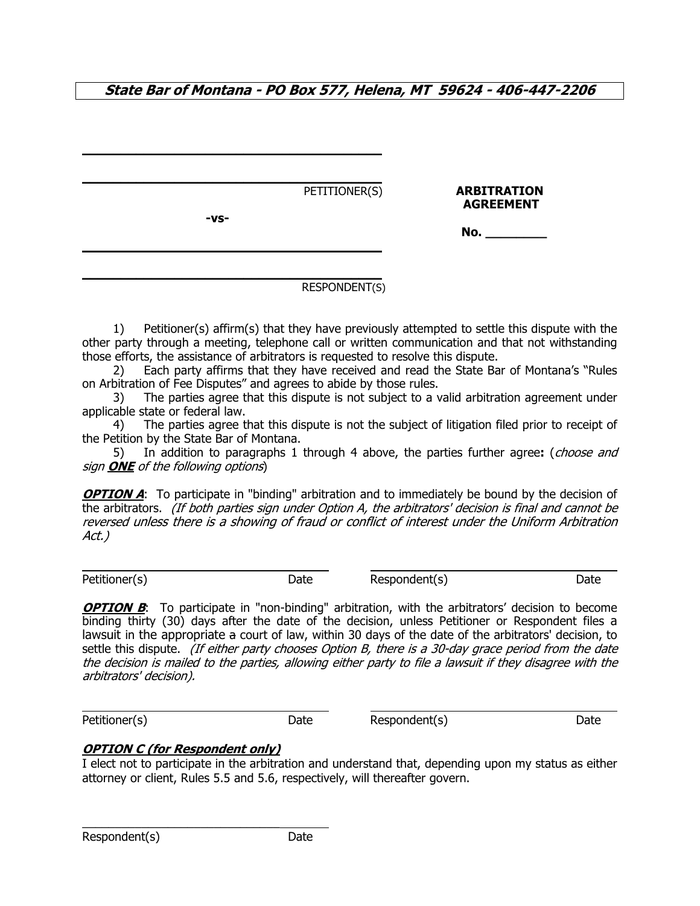**State Bar of Montana - PO Box 577, Helena, MT 59624 - 406-447-2206**

\_\_\_\_\_\_\_\_\_\_\_\_\_\_\_\_\_\_\_\_\_\_\_\_\_\_\_\_\_\_\_\_\_\_\_\_\_\_\_\_

\_\_\_\_\_\_\_\_\_\_\_\_\_\_\_\_\_\_\_\_\_\_\_\_\_\_\_\_\_\_\_\_\_\_\_\_\_\_\_\_ PETITIONER(S)

**-vs-**

\_\_\_\_\_\_\_\_\_\_\_\_\_\_\_\_\_\_\_\_\_\_\_\_\_\_\_\_\_\_\_\_\_\_\_\_\_\_\_\_

\_\_\_\_\_\_\_\_\_\_\_\_\_\_\_\_\_\_\_\_\_\_\_\_\_\_\_\_\_\_\_\_\_\_\_\_\_\_\_\_ RESPONDENT(S)

**ARBITRATION AGREEMENT**

**No. \_\_\_\_\_\_\_\_**

1) Petitioner(s) affirm(s) that they have previously attempted to settle this dispute with the other party through a meeting, telephone call or written communication and that not withstanding those efforts, the assistance of arbitrators is requested to resolve this dispute.

2) Each party affirms that they have received and read the State Bar of Montana's "Rules on Arbitration of Fee Disputes" and agrees to abide by those rules.

3) The parties agree that this dispute is not subject to a valid arbitration agreement under applicable state or federal law.

4) The parties agree that this dispute is not the subject of litigation filed prior to receipt of the Petition by the State Bar of Montana.

5) In addition to paragraphs 1 through 4 above, the parties further agree**:** (*choose and sign **ONE** of the following options*)

***OPTION A***: To participate in "binding" arbitration and to immediately be bound by the decision of the arbitrators. *(If both parties sign under Option A, the arbitrators' decision is final and cannot be reversed unless there is a showing of fraud or conflict of interest under the Uniform Arbitration Act.)*

\_\_\_\_\_\_\_\_\_\_\_\_\_\_\_\_\_\_\_\_\_\_\_\_\_\_\_\_\_\_\_\_ \_\_\_\_\_\_\_\_\_\_\_\_\_\_\_\_\_\_\_\_\_\_\_\_\_\_\_\_\_\_\_\_
Petitioner(s) Date Respondent(s) Date

***OPTION B***: To participate in "non-binding" arbitration, with the arbitrators' decision to become binding thirty (30) days after the date of the decision, unless Petitioner or Respondent files a lawsuit in the appropriate ~~a~~ court of law, within 30 days of the date of the arbitrators' decision, to settle this dispute. *(If either party chooses Option B, there is a 30-day grace period from the date the decision is mailed to the parties, allowing either party to file a lawsuit if they disagree with the arbitrators' decision).*

\_\_\_\_\_\_\_\_\_\_\_\_\_\_\_\_\_\_\_\_\_\_\_\_\_\_\_\_\_\_\_\_ \_\_\_\_\_\_\_\_\_\_\_\_\_\_\_\_\_\_\_\_\_\_\_\_\_\_\_\_\_\_\_\_
Petitioner(s) Date Respondent(s) Date

***OPTION C (for Respondent only)***

I elect not to participate in the arbitration and understand that, depending upon my status as either attorney or client, Rules 5.5 and 5.6, respectively, will thereafter govern.

\_\_\_\_\_\_\_\_\_\_\_\_\_\_\_\_\_\_\_\_\_\_\_\_\_\_\_\_\_\_\_\_
Respondent(s) Date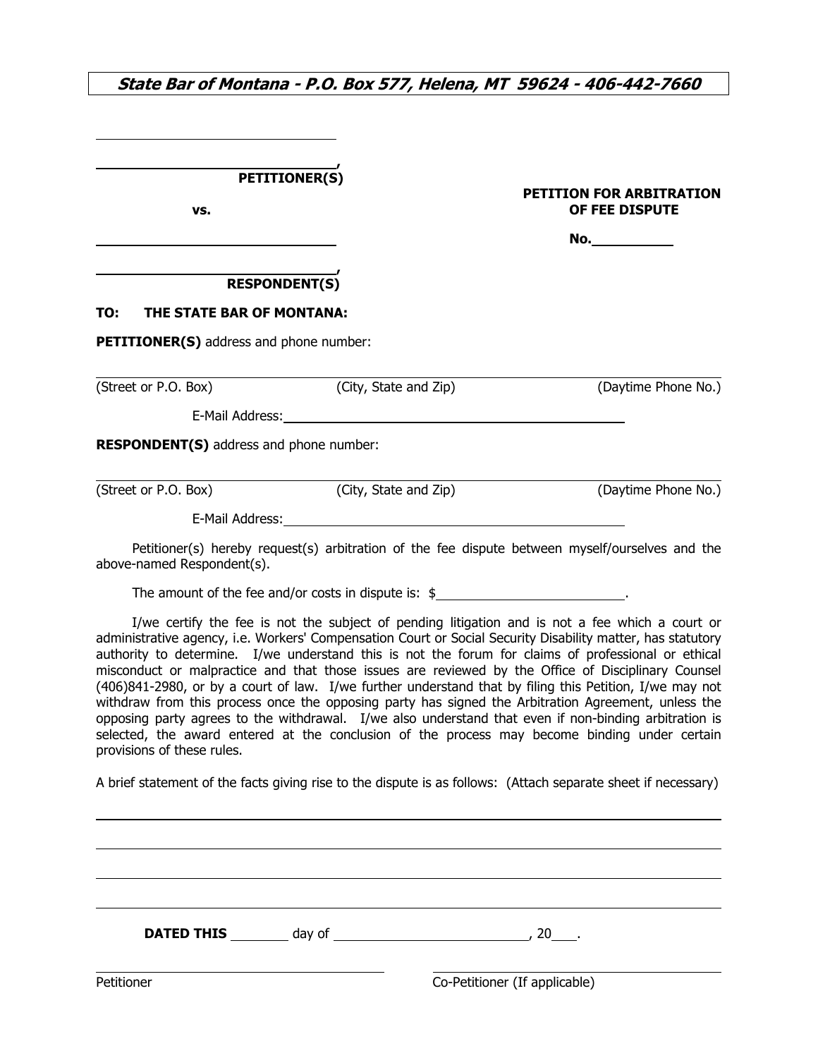**State Bar of Montana - P.O. Box 577, Helena, MT 59624 - 406-442-7660**

______________________________

______________________________,
**PETITIONER(S)**

**vs.**

______________________________

______________________________,
**RESPONDENT(S)**

**PETITION FOR ARBITRATION OF FEE DISPUTE**

**No.**__________

**TO: THE STATE BAR OF MONTANA:**

**PETITIONER(S)** address and phone number:

______________________________________________________________________
(Street or P.O. Box) (City, State and Zip) (Daytime Phone No.)

E-Mail Address:______________________________________

**RESPONDENT(S)** address and phone number:

______________________________________________________________________
(Street or P.O. Box) (City, State and Zip) (Daytime Phone No.)

E-Mail Address:______________________________________

Petitioner(s) hereby request(s) arbitration of the fee dispute between myself/ourselves and the above-named Respondent(s).

The amount of the fee and/or costs in dispute is: $______________________.

I/we certify the fee is not the subject of pending litigation and is not a fee which a court or administrative agency, i.e. Workers' Compensation Court or Social Security Disability matter, has statutory authority to determine. I/we understand this is not the forum for claims of professional or ethical misconduct or malpractice and that those issues are reviewed by the Office of Disciplinary Counsel (406)841-2980, or by a court of law. I/we further understand that by filing this Petition, I/we may not withdraw from this process once the opposing party has signed the Arbitration Agreement, unless the opposing party agrees to the withdrawal. I/we also understand that even if non-binding arbitration is selected, the award entered at the conclusion of the process may become binding under certain provisions of these rules.

A brief statement of the facts giving rise to the dispute is as follows: (Attach separate sheet if necessary)

______________________________________________________________________

______________________________________________________________________

______________________________________________________________________

______________________________________________________________________

**DATED THIS** ________ day of ______________________, 20___.

______________________________ ______________________________
Petitioner Co-Petitioner (If applicable)